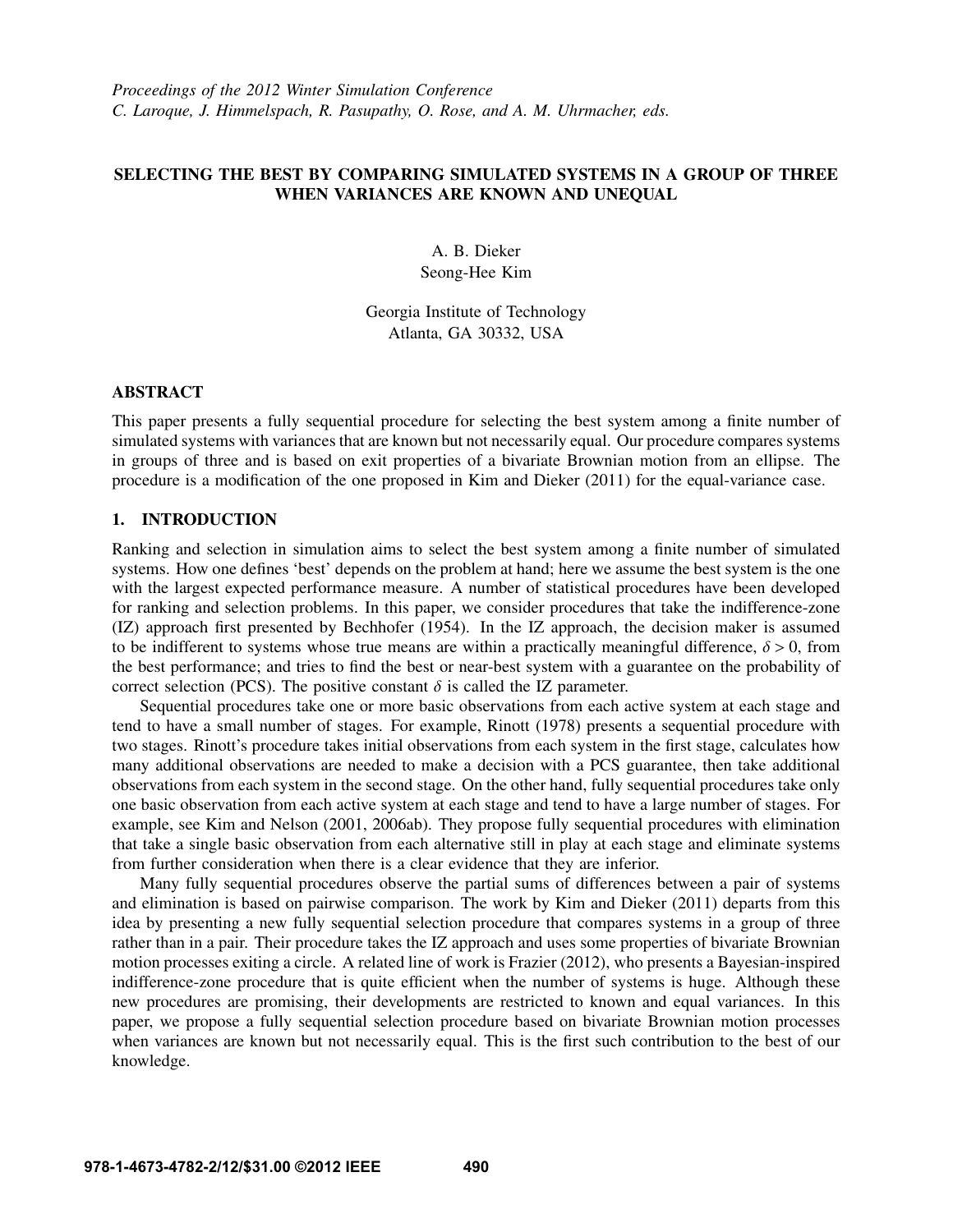# SELECTING THE BEST BY COMPARING SIMULATED SYSTEMS IN A GROUP OF THREE WHEN VARIANCES ARE KNOWN AND UNEQUAL

A. B. Dieker
Seong-Hee Kim

Georgia Institute of Technology
Atlanta, GA 30332, USA

## ABSTRACT

This paper presents a fully sequential procedure for selecting the best system among a finite number of simulated systems with variances that are known but not necessarily equal. Our procedure compares systems in groups of three and is based on exit properties of a bivariate Brownian motion from an ellipse. The procedure is a modification of the one proposed in Kim and Dieker (2011) for the equal-variance case.

## 1. INTRODUCTION

Ranking and selection in simulation aims to select the best system among a finite number of simulated systems. How one defines 'best' depends on the problem at hand; here we assume the best system is the one with the largest expected performance measure. A number of statistical procedures have been developed for ranking and selection problems. In this paper, we consider procedures that take the indifference-zone (IZ) approach first presented by Bechhofer (1954). In the IZ approach, the decision maker is assumed to be indifferent to systems whose true means are within a practically meaningful difference, $\delta > 0$, from the best performance; and tries to find the best or near-best system with a guarantee on the probability of correct selection (PCS). The positive constant $\delta$ is called the IZ parameter.

Sequential procedures take one or more basic observations from each active system at each stage and tend to have a small number of stages. For example, Rinott (1978) presents a sequential procedure with two stages. Rinott's procedure takes initial observations from each system in the first stage, calculates how many additional observations are needed to make a decision with a PCS guarantee, then take additional observations from each system in the second stage. On the other hand, fully sequential procedures take only one basic observation from each active system at each stage and tend to have a large number of stages. For example, see Kim and Nelson (2001, 2006ab). They propose fully sequential procedures with elimination that take a single basic observation from each alternative still in play at each stage and eliminate systems from further consideration when there is a clear evidence that they are inferior.

Many fully sequential procedures observe the partial sums of differences between a pair of systems and elimination is based on pairwise comparison. The work by Kim and Dieker (2011) departs from this idea by presenting a new fully sequential selection procedure that compares systems in a group of three rather than in a pair. Their procedure takes the IZ approach and uses some properties of bivariate Brownian motion processes exiting a circle. A related line of work is Frazier (2012), who presents a Bayesian-inspired indifference-zone procedure that is quite efficient when the number of systems is huge. Although these new procedures are promising, their developments are restricted to known and equal variances. In this paper, we propose a fully sequential selection procedure based on bivariate Brownian motion processes when variances are known but not necessarily equal. This is the first such contribution to the best of our knowledge.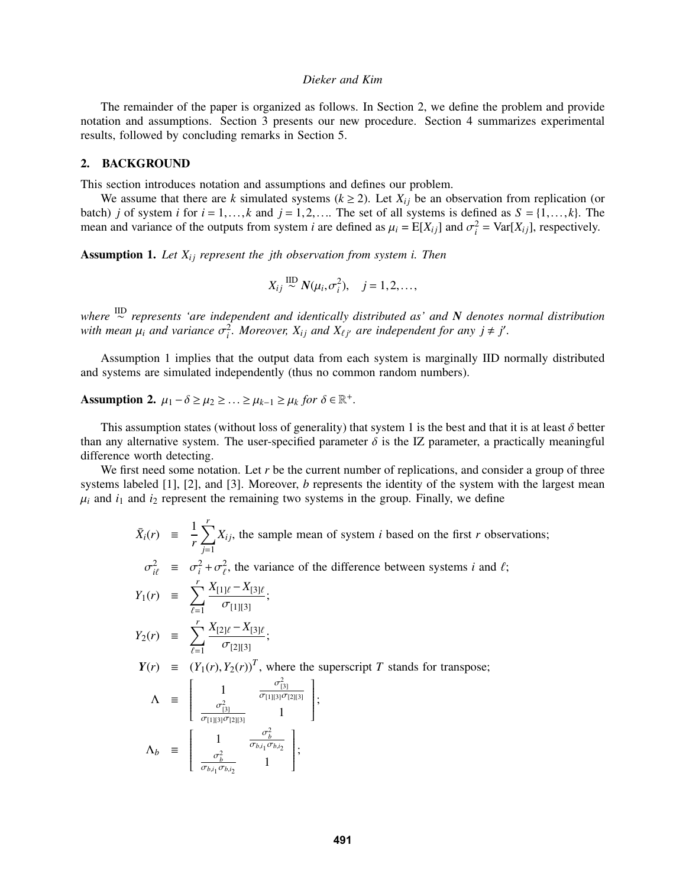The remainder of the paper is organized as follows. In Section 2, we define the problem and provide notation and assumptions. Section 3 presents our new procedure. Section 4 summarizes experimental results, followed by concluding remarks in Section 5.

## 2. BACKGROUND

This section introduces notation and assumptions and defines our problem.

We assume that there are $k$ simulated systems ($k \geq 2$). Let $X_{ij}$ be an observation from replication (or batch) $j$ of system $i$ for $i = 1,\ldots,k$ and $j = 1,2,\ldots$. The set of all systems is defined as $S = \{1,\ldots,k\}$. The mean and variance of the outputs from system $i$ are defined as $\mu_i = \mathrm{E}[X_{ij}]$ and $\sigma_i^2 = \mathrm{Var}[X_{ij}]$, respectively.

**Assumption 1.** *Let $X_{ij}$ represent the $j$th observation from system $i$. Then*

$$X_{ij} \overset{\text{IID}}{\sim} \boldsymbol{N}(\mu_i, \sigma_i^2), \quad j = 1,2,\ldots,$$

*where $\overset{\text{IID}}{\sim}$ represents 'are independent and identically distributed as' and $\boldsymbol{N}$ denotes normal distribution with mean $\mu_i$ and variance $\sigma_i^2$. Moreover, $X_{ij}$ and $X_{\ell j'}$ are independent for any $j \neq j'$.*

Assumption 1 implies that the output data from each system is marginally IID normally distributed and systems are simulated independently (thus no common random numbers).

**Assumption 2.** $\mu_1 - \delta \geq \mu_2 \geq \ldots \geq \mu_{k-1} \geq \mu_k$ *for* $\delta \in \mathbb{R}^+$.

This assumption states (without loss of generality) that system 1 is the best and that it is at least $\delta$ better than any alternative system. The user-specified parameter $\delta$ is the IZ parameter, a practically meaningful difference worth detecting.

We first need some notation. Let $r$ be the current number of replications, and consider a group of three systems labeled [1], [2], and [3]. Moreover, $b$ represents the identity of the system with the largest mean $\mu_i$ and $i_1$ and $i_2$ represent the remaining two systems in the group. Finally, we define

$$\bar{X}_i(r) \equiv \frac{1}{r}\sum_{j=1}^{r} X_{ij}, \text{ the sample mean of system } i \text{ based on the first } r \text{ observations;}$$

$$\sigma_{i\ell}^2 \equiv \sigma_i^2 + \sigma_\ell^2, \text{ the variance of the difference between systems } i \text{ and } \ell;$$

$$Y_1(r) \equiv \sum_{\ell=1}^{r} \frac{X_{[1]\ell} - X_{[3]\ell}}{\sigma_{[1][3]}};$$

$$Y_2(r) \equiv \sum_{\ell=1}^{r} \frac{X_{[2]\ell} - X_{[3]\ell}}{\sigma_{[2][3]}};$$

$$\boldsymbol{Y}(r) \equiv (Y_1(r), Y_2(r))^T, \text{ where the superscript } T \text{ stands for transpose;}$$

$$\Lambda \equiv \begin{bmatrix} 1 & \frac{\sigma_{[3]}^2}{\sigma_{[1][3]}\sigma_{[2][3]}} \\ \frac{\sigma_{[3]}^2}{\sigma_{[1][3]}\sigma_{[2][3]}} & 1 \end{bmatrix};$$

$$\Lambda_b \equiv \begin{bmatrix} 1 & \frac{\sigma_b^2}{\sigma_{b,i_1}\sigma_{b,i_2}} \\ \frac{\sigma_b^2}{\sigma_{b,i_1}\sigma_{b,i_2}} & 1 \end{bmatrix};$$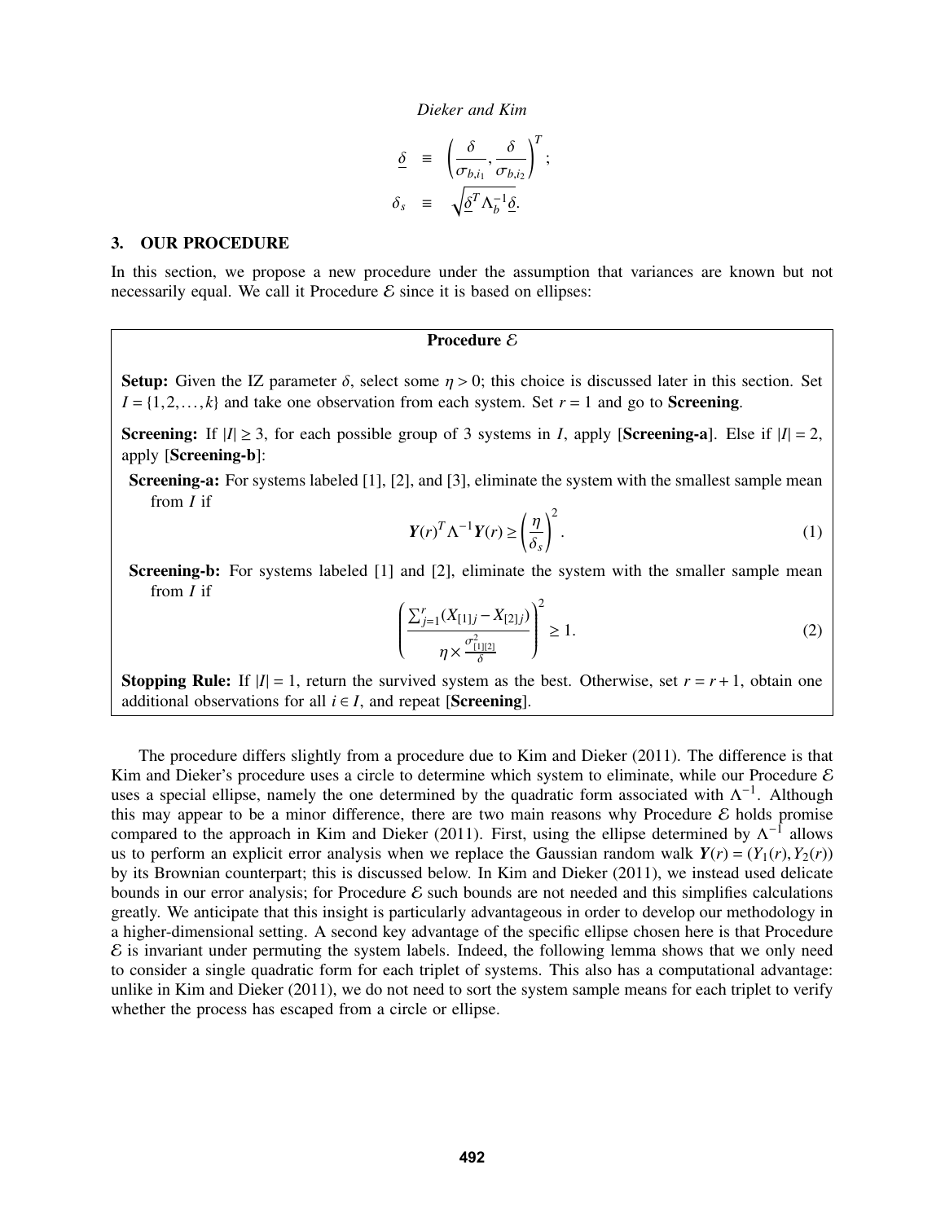$$\underline{\delta} \equiv \left( \frac{\delta}{\sigma_{b,i_1}}, \frac{\delta}{\sigma_{b,i_2}} \right)^T;$$

$$\delta_s \equiv \sqrt{\underline{\delta}^T \Lambda_b^{-1} \underline{\delta}}.$$

## 3. OUR PROCEDURE

In this section, we propose a new procedure under the assumption that variances are known but not necessarily equal. We call it Procedure $\mathcal{E}$ since it is based on ellipses:

**Procedure $\mathcal{E}$**

**Setup:** Given the IZ parameter $\delta$, select some $\eta > 0$; this choice is discussed later in this section. Set $I = \{1, 2, \ldots, k\}$ and take one observation from each system. Set $r = 1$ and go to **Screening**.

**Screening:** If $|I| \geq 3$, for each possible group of 3 systems in $I$, apply [**Screening-a**]. Else if $|I| = 2$, apply [**Screening-b**]:

**Screening-a:** For systems labeled [1], [2], and [3], eliminate the system with the smallest sample mean from $I$ if

$$\boldsymbol{Y}(r)^T \Lambda^{-1} \boldsymbol{Y}(r) \geq \left( \frac{\eta}{\delta_s} \right)^2. \tag{1}$$

**Screening-b:** For systems labeled [1] and [2], eliminate the system with the smaller sample mean from $I$ if

$$\left( \frac{\sum_{j=1}^{r} (X_{[1]j} - X_{[2]j})}{\eta \times \frac{\sigma^2_{[1][2]}}{\delta}} \right)^2 \geq 1. \tag{2}$$

**Stopping Rule:** If $|I| = 1$, return the survived system as the best. Otherwise, set $r = r + 1$, obtain one additional observations for all $i \in I$, and repeat [**Screening**].

The procedure differs slightly from a procedure due to Kim and Dieker (2011). The difference is that Kim and Dieker's procedure uses a circle to determine which system to eliminate, while our Procedure $\mathcal{E}$ uses a special ellipse, namely the one determined by the quadratic form associated with $\Lambda^{-1}$. Although this may appear to be a minor difference, there are two main reasons why Procedure $\mathcal{E}$ holds promise compared to the approach in Kim and Dieker (2011). First, using the ellipse determined by $\Lambda^{-1}$ allows us to perform an explicit error analysis when we replace the Gaussian random walk $\boldsymbol{Y}(r) = (Y_1(r), Y_2(r))$ by its Brownian counterpart; this is discussed below. In Kim and Dieker (2011), we instead used delicate bounds in our error analysis; for Procedure $\mathcal{E}$ such bounds are not needed and this simplifies calculations greatly. We anticipate that this insight is particularly advantageous in order to develop our methodology in a higher-dimensional setting. A second key advantage of the specific ellipse chosen here is that Procedure $\mathcal{E}$ is invariant under permuting the system labels. Indeed, the following lemma shows that we only need to consider a single quadratic form for each triplet of systems. This also has a computational advantage: unlike in Kim and Dieker (2011), we do not need to sort the system sample means for each triplet to verify whether the process has escaped from a circle or ellipse.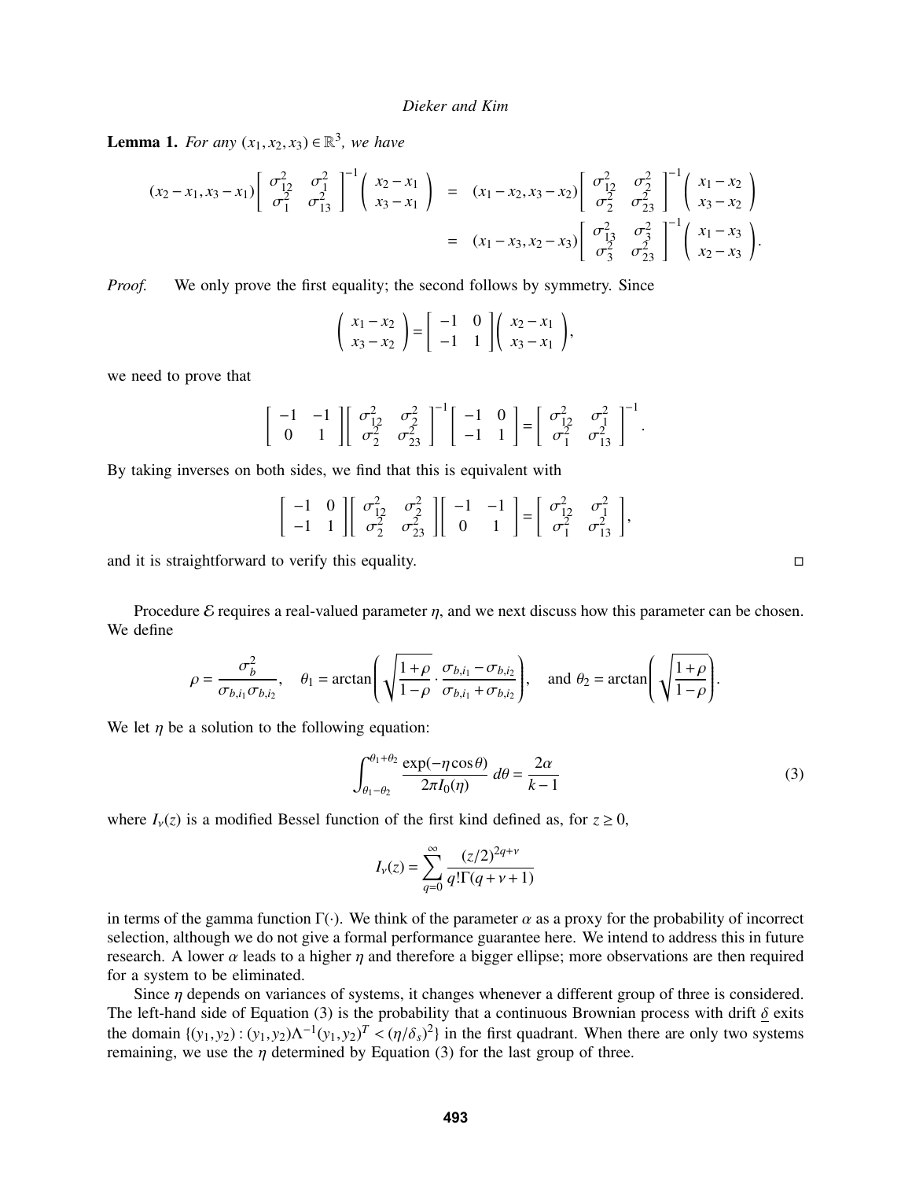**Lemma 1.** *For any $(x_1,x_2,x_3) \in \mathbb{R}^3$, we have*

$$
\begin{aligned}
(x_2 - x_1, x_3 - x_1)\begin{bmatrix} \sigma_{12}^2 & \sigma_1^2 \\ \sigma_1^2 & \sigma_{13}^2 \end{bmatrix}^{-1}\begin{pmatrix} x_2 - x_1 \\ x_3 - x_1 \end{pmatrix} &= (x_1 - x_2, x_3 - x_2)\begin{bmatrix} \sigma_{12}^2 & \sigma_2^2 \\ \sigma_2^2 & \sigma_{23}^2 \end{bmatrix}^{-1}\begin{pmatrix} x_1 - x_2 \\ x_3 - x_2 \end{pmatrix} \\
&= (x_1 - x_3, x_2 - x_3)\begin{bmatrix} \sigma_{13}^2 & \sigma_3^2 \\ \sigma_3^2 & \sigma_{23}^2 \end{bmatrix}^{-1}\begin{pmatrix} x_1 - x_3 \\ x_2 - x_3 \end{pmatrix}.
\end{aligned}
$$

*Proof.* We only prove the first equality; the second follows by symmetry. Since

$$
\begin{pmatrix} x_1 - x_2 \\ x_3 - x_2 \end{pmatrix} = \begin{bmatrix} -1 & 0 \\ -1 & 1 \end{bmatrix}\begin{pmatrix} x_2 - x_1 \\ x_3 - x_1 \end{pmatrix},
$$

we need to prove that

$$
\begin{bmatrix} -1 & -1 \\ 0 & 1 \end{bmatrix}\begin{bmatrix} \sigma_{12}^2 & \sigma_2^2 \\ \sigma_2^2 & \sigma_{23}^2 \end{bmatrix}^{-1}\begin{bmatrix} -1 & 0 \\ -1 & 1 \end{bmatrix} = \begin{bmatrix} \sigma_{12}^2 & \sigma_1^2 \\ \sigma_1^2 & \sigma_{13}^2 \end{bmatrix}^{-1}.
$$

By taking inverses on both sides, we find that this is equivalent with

$$
\begin{bmatrix} -1 & 0 \\ -1 & 1 \end{bmatrix}\begin{bmatrix} \sigma_{12}^2 & \sigma_2^2 \\ \sigma_2^2 & \sigma_{23}^2 \end{bmatrix}\begin{bmatrix} -1 & -1 \\ 0 & 1 \end{bmatrix} = \begin{bmatrix} \sigma_{12}^2 & \sigma_1^2 \\ \sigma_1^2 & \sigma_{13}^2 \end{bmatrix},
$$

and it is straightforward to verify this equality. □

Procedure $\mathcal{E}$ requires a real-valued parameter $\eta$, and we next discuss how this parameter can be chosen. We define

$$
\rho = \frac{\sigma_b^2}{\sigma_{b,i_1}\sigma_{b,i_2}}, \quad \theta_1 = \arctan\left(\sqrt{\frac{1+\rho}{1-\rho}} \cdot \frac{\sigma_{b,i_1} - \sigma_{b,i_2}}{\sigma_{b,i_1} + \sigma_{b,i_2}}\right), \quad \text{and } \theta_2 = \arctan\left(\sqrt{\frac{1+\rho}{1-\rho}}\right).
$$

We let $\eta$ be a solution to the following equation:

$$
\int_{\theta_1-\theta_2}^{\theta_1+\theta_2} \frac{\exp(-\eta\cos\theta)}{2\pi I_0(\eta)}\, d\theta = \frac{2\alpha}{k-1} \tag{3}
$$

where $I_\nu(z)$ is a modified Bessel function of the first kind defined as, for $z \geq 0$,

$$
I_\nu(z) = \sum_{q=0}^{\infty} \frac{(z/2)^{2q+\nu}}{q!\Gamma(q+\nu+1)}
$$

in terms of the gamma function $\Gamma(\cdot)$. We think of the parameter $\alpha$ as a proxy for the probability of incorrect selection, although we do not give a formal performance guarantee here. We intend to address this in future research. A lower $\alpha$ leads to a higher $\eta$ and therefore a bigger ellipse; more observations are then required for a system to be eliminated.

Since $\eta$ depends on variances of systems, it changes whenever a different group of three is considered. The left-hand side of Equation (3) is the probability that a continuous Brownian process with drift $\underline{\delta}$ exits the domain $\{(y_1,y_2) : (y_1,y_2)\Lambda^{-1}(y_1,y_2)^T < (\eta/\delta_s)^2\}$ in the first quadrant. When there are only two systems remaining, we use the $\eta$ determined by Equation (3) for the last group of three.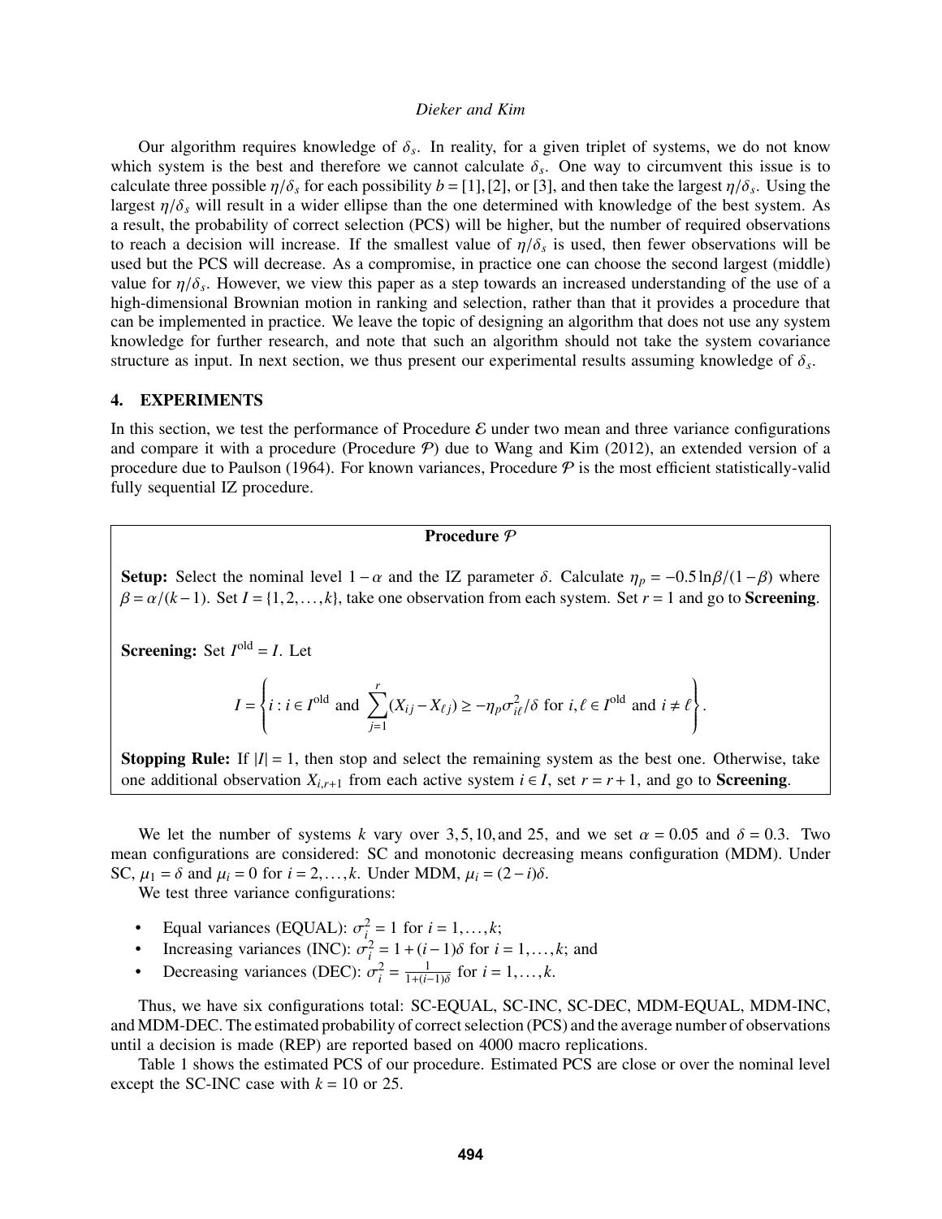Our algorithm requires knowledge of $\delta_s$. In reality, for a given triplet of systems, we do not know which system is the best and therefore we cannot calculate $\delta_s$. One way to circumvent this issue is to calculate three possible $\eta/\delta_s$ for each possibility $b = [1], [2]$, or $[3]$, and then take the largest $\eta/\delta_s$. Using the largest $\eta/\delta_s$ will result in a wider ellipse than the one determined with knowledge of the best system. As a result, the probability of correct selection (PCS) will be higher, but the number of required observations to reach a decision will increase. If the smallest value of $\eta/\delta_s$ is used, then fewer observations will be used but the PCS will decrease. As a compromise, in practice one can choose the second largest (middle) value for $\eta/\delta_s$. However, we view this paper as a step towards an increased understanding of the use of a high-dimensional Brownian motion in ranking and selection, rather than that it provides a procedure that can be implemented in practice. We leave the topic of designing an algorithm that does not use any system knowledge for further research, and note that such an algorithm should not take the system covariance structure as input. In next section, we thus present our experimental results assuming knowledge of $\delta_s$.

## 4. EXPERIMENTS

In this section, we test the performance of Procedure $\mathcal{E}$ under two mean and three variance configurations and compare it with a procedure (Procedure $\mathcal{P}$) due to Wang and Kim (2012), an extended version of a procedure due to Paulson (1964). For known variances, Procedure $\mathcal{P}$ is the most efficient statistically-valid fully sequential IZ procedure.

**Procedure $\mathcal{P}$**

**Setup:** Select the nominal level $1-\alpha$ and the IZ parameter $\delta$. Calculate $\eta_p = -0.5\ln\beta/(1-\beta)$ where $\beta = \alpha/(k-1)$. Set $I = \{1, 2, \ldots, k\}$, take one observation from each system. Set $r = 1$ and go to **Screening**.

**Screening:** Set $I^{\text{old}} = I$. Let

$$I = \left\{ i : i \in I^{\text{old}} \text{ and } \sum_{j=1}^{r} (X_{ij} - X_{\ell j}) \geq -\eta_p \sigma_{i\ell}^2/\delta \text{ for } i, \ell \in I^{\text{old}} \text{ and } i \neq \ell \right\}.$$

**Stopping Rule:** If $|I| = 1$, then stop and select the remaining system as the best one. Otherwise, take one additional observation $X_{i,r+1}$ from each active system $i \in I$, set $r = r+1$, and go to **Screening**.

We let the number of systems $k$ vary over $3, 5, 10,$ and $25$, and we set $\alpha = 0.05$ and $\delta = 0.3$. Two mean configurations are considered: SC and monotonic decreasing means configuration (MDM). Under SC, $\mu_1 = \delta$ and $\mu_i = 0$ for $i = 2, \ldots, k$. Under MDM, $\mu_i = (2-i)\delta$.

We test three variance configurations:

- Equal variances (EQUAL): $\sigma_i^2 = 1$ for $i = 1, \ldots, k$;
- Increasing variances (INC): $\sigma_i^2 = 1 + (i-1)\delta$ for $i = 1, \ldots, k$; and
- Decreasing variances (DEC): $\sigma_i^2 = \frac{1}{1+(i-1)\delta}$ for $i = 1, \ldots, k$.

Thus, we have six configurations total: SC-EQUAL, SC-INC, SC-DEC, MDM-EQUAL, MDM-INC, and MDM-DEC. The estimated probability of correct selection (PCS) and the average number of observations until a decision is made (REP) are reported based on 4000 macro replications.

Table 1 shows the estimated PCS of our procedure. Estimated PCS are close or over the nominal level except the SC-INC case with $k = 10$ or $25$.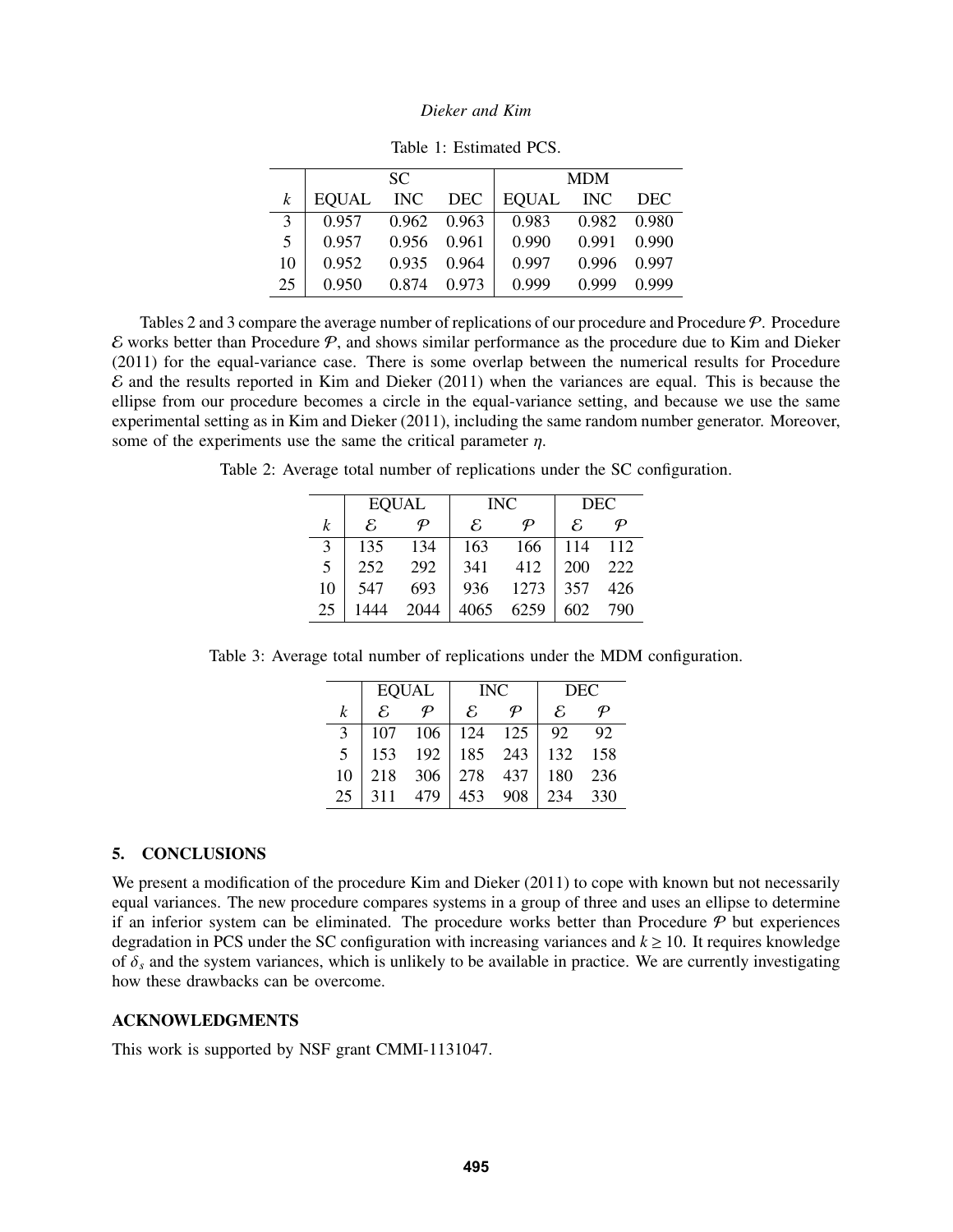Table 1: Estimated PCS.

| | SC | | | MDM | | |
|---|---|---|---|---|---|---|
| $k$ | EQUAL | INC | DEC | EQUAL | INC | DEC |
| 3 | 0.957 | 0.962 | 0.963 | 0.983 | 0.982 | 0.980 |
| 5 | 0.957 | 0.956 | 0.961 | 0.990 | 0.991 | 0.990 |
| 10 | 0.952 | 0.935 | 0.964 | 0.997 | 0.996 | 0.997 |
| 25 | 0.950 | 0.874 | 0.973 | 0.999 | 0.999 | 0.999 |

Tables 2 and 3 compare the average number of replications of our procedure and Procedure $\mathcal{P}$. Procedure $\mathcal{E}$ works better than Procedure $\mathcal{P}$, and shows similar performance as the procedure due to Kim and Dieker (2011) for the equal-variance case. There is some overlap between the numerical results for Procedure $\mathcal{E}$ and the results reported in Kim and Dieker (2011) when the variances are equal. This is because the ellipse from our procedure becomes a circle in the equal-variance setting, and because we use the same experimental setting as in Kim and Dieker (2011), including the same random number generator. Moreover, some of the experiments use the same the critical parameter $\eta$.

Table 2: Average total number of replications under the SC configuration.

| | EQUAL | | INC | | DEC | |
|---|---|---|---|---|---|---|
| $k$ | $\mathcal{E}$ | $\mathcal{P}$ | $\mathcal{E}$ | $\mathcal{P}$ | $\mathcal{E}$ | $\mathcal{P}$ |
| 3 | 135 | 134 | 163 | 166 | 114 | 112 |
| 5 | 252 | 292 | 341 | 412 | 200 | 222 |
| 10 | 547 | 693 | 936 | 1273 | 357 | 426 |
| 25 | 1444 | 2044 | 4065 | 6259 | 602 | 790 |

Table 3: Average total number of replications under the MDM configuration.

| | EQUAL | | INC | | DEC | |
|---|---|---|---|---|---|---|
| $k$ | $\mathcal{E}$ | $\mathcal{P}$ | $\mathcal{E}$ | $\mathcal{P}$ | $\mathcal{E}$ | $\mathcal{P}$ |
| 3 | 107 | 106 | 124 | 125 | 92 | 92 |
| 5 | 153 | 192 | 185 | 243 | 132 | 158 |
| 10 | 218 | 306 | 278 | 437 | 180 | 236 |
| 25 | 311 | 479 | 453 | 908 | 234 | 330 |

## 5. CONCLUSIONS

We present a modification of the procedure Kim and Dieker (2011) to cope with known but not necessarily equal variances. The new procedure compares systems in a group of three and uses an ellipse to determine if an inferior system can be eliminated. The procedure works better than Procedure $\mathcal{P}$ but experiences degradation in PCS under the SC configuration with increasing variances and $k \geq 10$. It requires knowledge of $\delta_s$ and the system variances, which is unlikely to be available in practice. We are currently investigating how these drawbacks can be overcome.

## ACKNOWLEDGMENTS

This work is supported by NSF grant CMMI-1131047.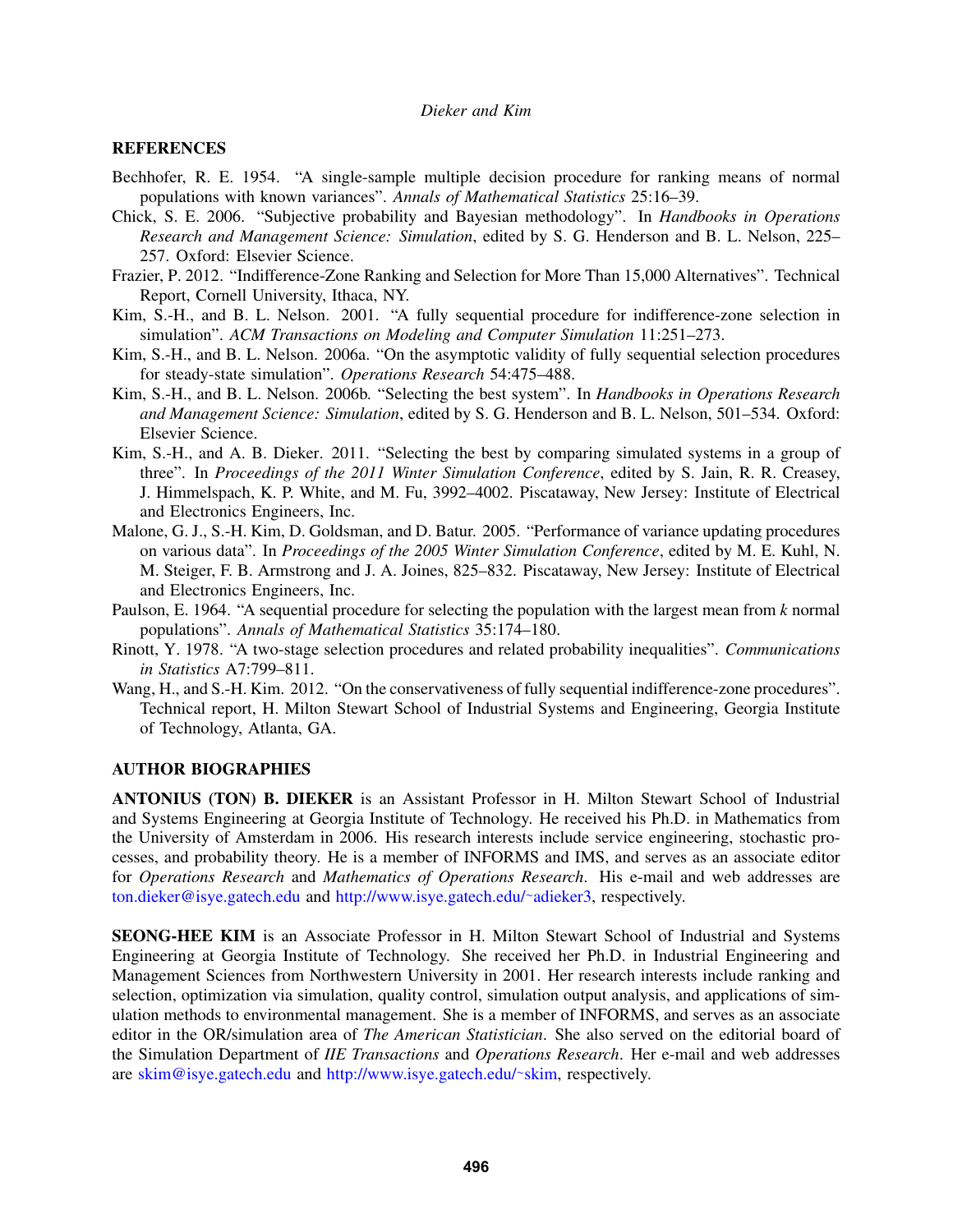## REFERENCES

Bechhofer, R. E. 1954. "A single-sample multiple decision procedure for ranking means of normal populations with known variances". *Annals of Mathematical Statistics* 25:16–39.

Chick, S. E. 2006. "Subjective probability and Bayesian methodology". In *Handbooks in Operations Research and Management Science: Simulation*, edited by S. G. Henderson and B. L. Nelson, 225–257. Oxford: Elsevier Science.

Frazier, P. 2012. "Indifference-Zone Ranking and Selection for More Than 15,000 Alternatives". Technical Report, Cornell University, Ithaca, NY.

Kim, S.-H., and B. L. Nelson. 2001. "A fully sequential procedure for indifference-zone selection in simulation". *ACM Transactions on Modeling and Computer Simulation* 11:251–273.

Kim, S.-H., and B. L. Nelson. 2006a. "On the asymptotic validity of fully sequential selection procedures for steady-state simulation". *Operations Research* 54:475–488.

Kim, S.-H., and B. L. Nelson. 2006b. "Selecting the best system". In *Handbooks in Operations Research and Management Science: Simulation*, edited by S. G. Henderson and B. L. Nelson, 501–534. Oxford: Elsevier Science.

Kim, S.-H., and A. B. Dieker. 2011. "Selecting the best by comparing simulated systems in a group of three". In *Proceedings of the 2011 Winter Simulation Conference*, edited by S. Jain, R. R. Creasey, J. Himmelspach, K. P. White, and M. Fu, 3992–4002. Piscataway, New Jersey: Institute of Electrical and Electronics Engineers, Inc.

Malone, G. J., S.-H. Kim, D. Goldsman, and D. Batur. 2005. "Performance of variance updating procedures on various data". In *Proceedings of the 2005 Winter Simulation Conference*, edited by M. E. Kuhl, N. M. Steiger, F. B. Armstrong and J. A. Joines, 825–832. Piscataway, New Jersey: Institute of Electrical and Electronics Engineers, Inc.

Paulson, E. 1964. "A sequential procedure for selecting the population with the largest mean from *k* normal populations". *Annals of Mathematical Statistics* 35:174–180.

Rinott, Y. 1978. "A two-stage selection procedures and related probability inequalities". *Communications in Statistics* A7:799–811.

Wang, H., and S.-H. Kim. 2012. "On the conservativeness of fully sequential indifference-zone procedures". Technical report, H. Milton Stewart School of Industrial Systems and Engineering, Georgia Institute of Technology, Atlanta, GA.

## AUTHOR BIOGRAPHIES

**ANTONIUS (TON) B. DIEKER** is an Assistant Professor in H. Milton Stewart School of Industrial and Systems Engineering at Georgia Institute of Technology. He received his Ph.D. in Mathematics from the University of Amsterdam in 2006. His research interests include service engineering, stochastic processes, and probability theory. He is a member of INFORMS and IMS, and serves as an associate editor for *Operations Research* and *Mathematics of Operations Research*. His e-mail and web addresses are ton.dieker@isye.gatech.edu and http://www.isye.gatech.edu/~adieker3, respectively.

**SEONG-HEE KIM** is an Associate Professor in H. Milton Stewart School of Industrial and Systems Engineering at Georgia Institute of Technology. She received her Ph.D. in Industrial Engineering and Management Sciences from Northwestern University in 2001. Her research interests include ranking and selection, optimization via simulation, quality control, simulation output analysis, and applications of simulation methods to environmental management. She is a member of INFORMS, and serves as an associate editor in the OR/simulation area of *The American Statistician*. She also served on the editorial board of the Simulation Department of *IIE Transactions* and *Operations Research*. Her e-mail and web addresses are skim@isye.gatech.edu and http://www.isye.gatech.edu/~skim, respectively.